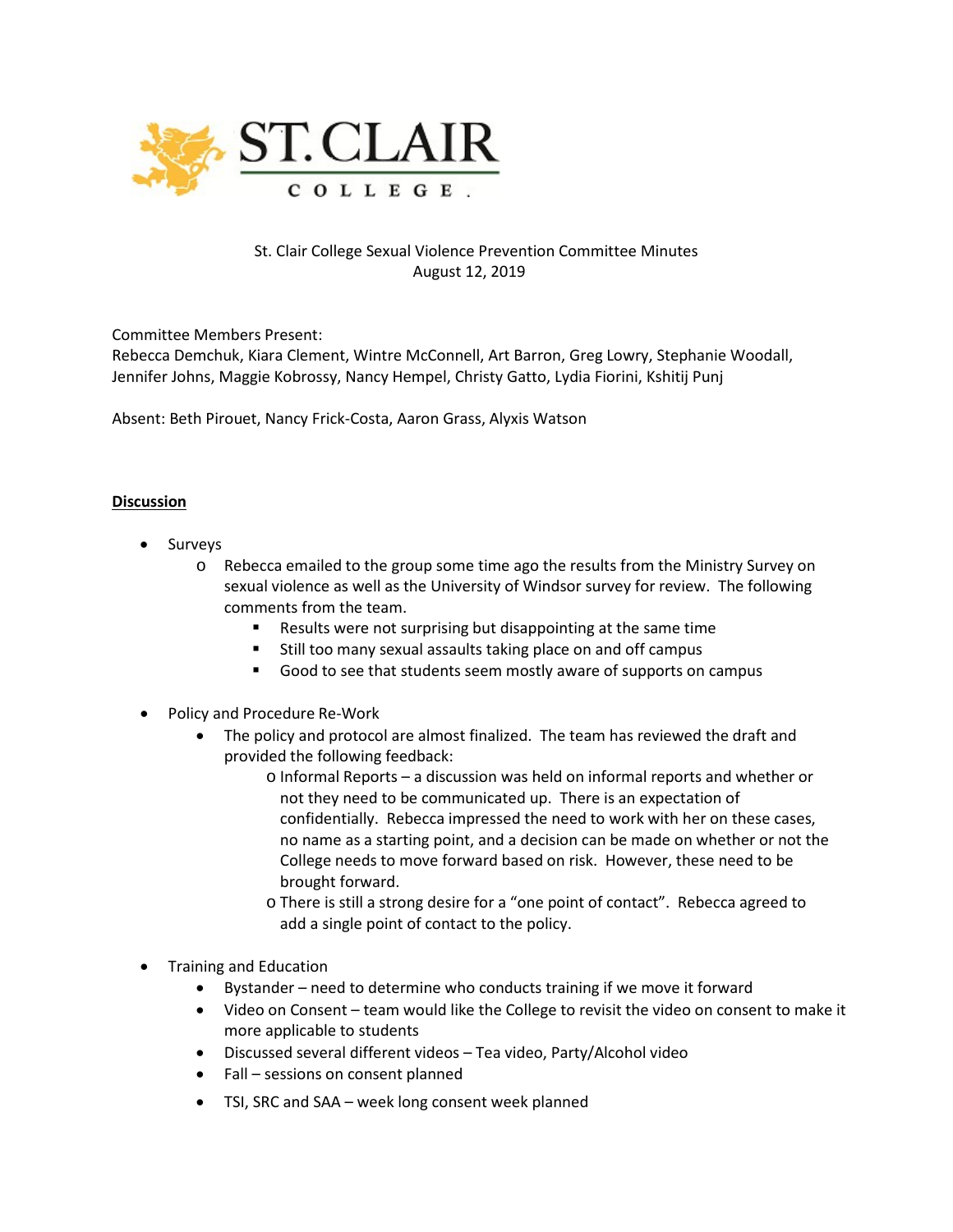ST. CLAIR COLLEGE.

St. Clair College Sexual Violence Prevention Committee Minutes
August 12, 2019

Committee Members Present:
Rebecca Demchuk, Kiara Clement, Wintre McConnell, Art Barron, Greg Lowry, Stephanie Woodall, Jennifer Johns, Maggie Kobrossy, Nancy Hempel, Christy Gatto, Lydia Fiorini, Kshitij Punj

Absent: Beth Pirouet, Nancy Frick-Costa, Aaron Grass, Alyxis Watson

**Discussion**

- Surveys
  - Rebecca emailed to the group some time ago the results from the Ministry Survey on sexual violence as well as the University of Windsor survey for review. The following comments from the team.
    - Results were not surprising but disappointing at the same time
    - Still too many sexual assaults taking place on and off campus
    - Good to see that students seem mostly aware of supports on campus

- Policy and Procedure Re-Work
  - The policy and protocol are almost finalized. The team has reviewed the draft and provided the following feedback:
    - Informal Reports – a discussion was held on informal reports and whether or not they need to be communicated up. There is an expectation of confidentially. Rebecca impressed the need to work with her on these cases, no name as a starting point, and a decision can be made on whether or not the College needs to move forward based on risk. However, these need to be brought forward.
    - There is still a strong desire for a "one point of contact". Rebecca agreed to add a single point of contact to the policy.

- Training and Education
  - Bystander – need to determine who conducts training if we move it forward
  - Video on Consent – team would like the College to revisit the video on consent to make it more applicable to students
  - Discussed several different videos – Tea video, Party/Alcohol video
  - Fall – sessions on consent planned
  - TSI, SRC and SAA – week long consent week planned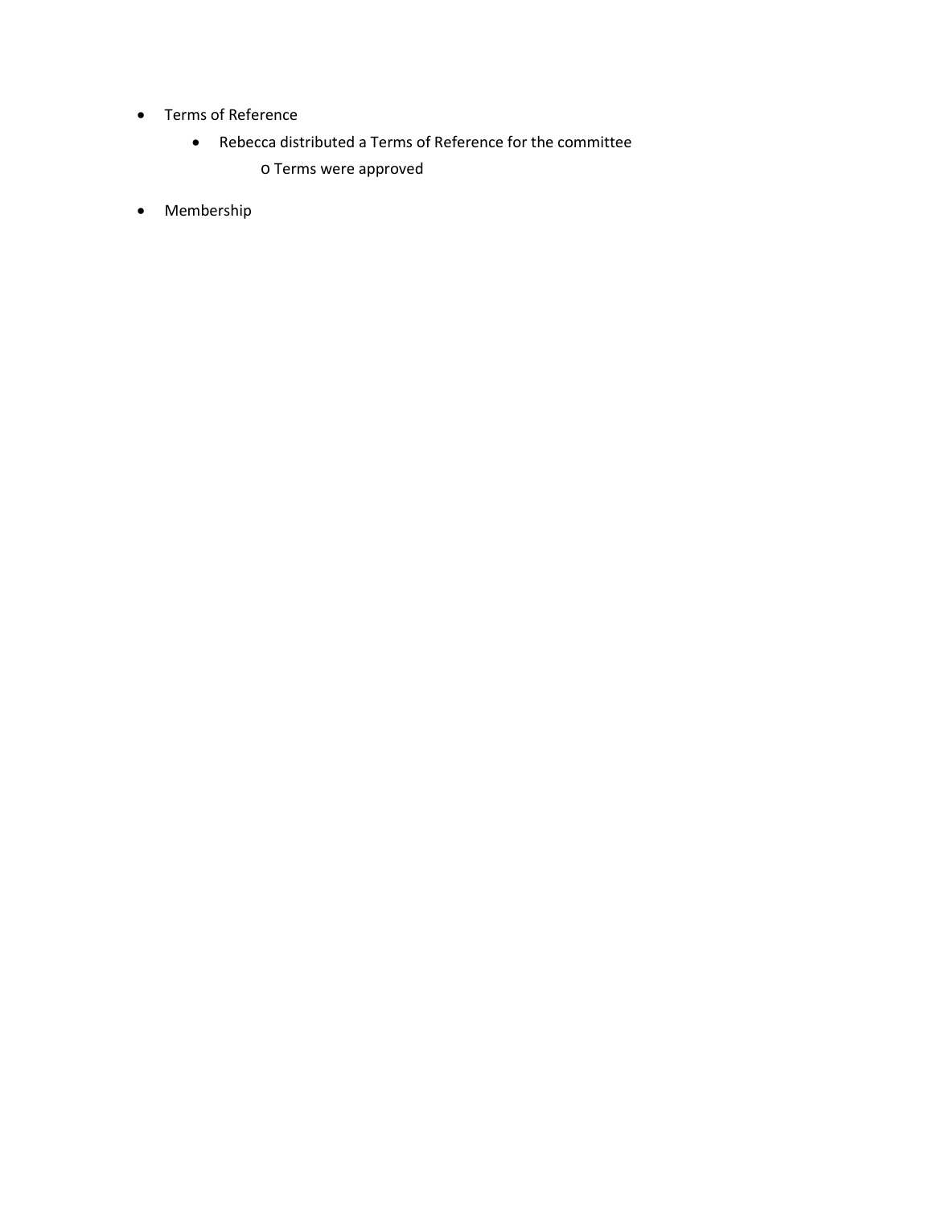- Terms of Reference
    - Rebecca distributed a Terms of Reference for the committee
        - Terms were approved
- Membership